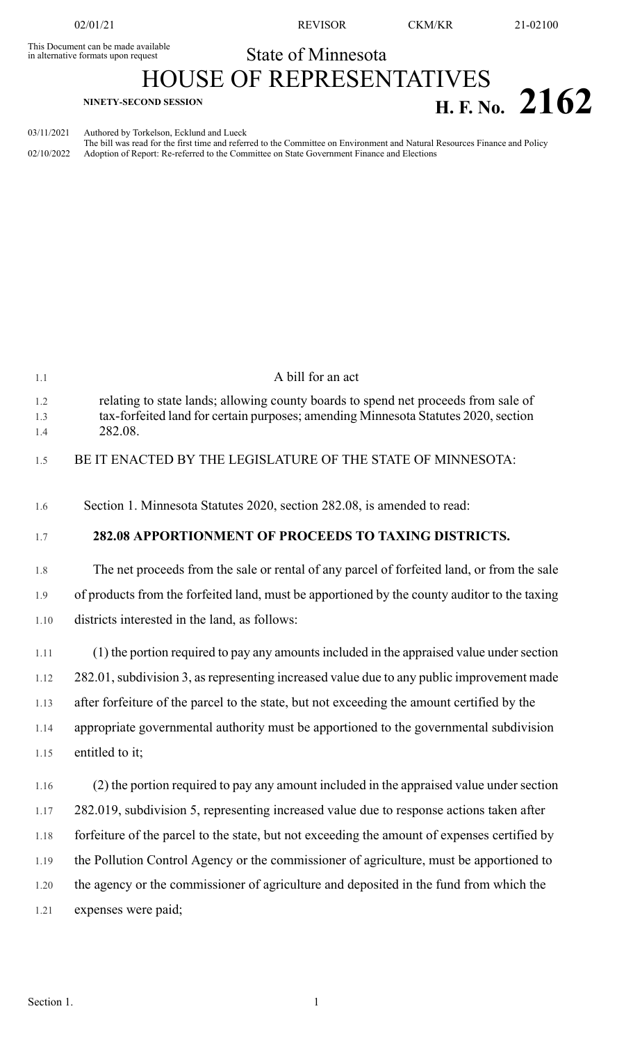This Document can be made available in alternative formats upon request

State of Minnesota

# HOUSE OF REPRESENTATIVES

**NINETY-SECOND SESSION**

# H. F. No. 2162

03/11/2021 Authored by Torkelson, Ecklund and Lueck
The bill was read for the first time and referred to the Committee on Environment and Natural Resources Finance and Policy
02/10/2022 Adoption of Report: Re-referred to the Committee on State Government Finance and Elections

A bill for an act

relating to state lands; allowing county boards to spend net proceeds from sale of tax-forfeited land for certain purposes; amending Minnesota Statutes 2020, section 282.08.

BE IT ENACTED BY THE LEGISLATURE OF THE STATE OF MINNESOTA:

Section 1. Minnesota Statutes 2020, section 282.08, is amended to read:

**282.08 APPORTIONMENT OF PROCEEDS TO TAXING DISTRICTS.**

The net proceeds from the sale or rental of any parcel of forfeited land, or from the sale of products from the forfeited land, must be apportioned by the county auditor to the taxing districts interested in the land, as follows:

(1) the portion required to pay any amounts included in the appraised value under section 282.01, subdivision 3, as representing increased value due to any public improvement made after forfeiture of the parcel to the state, but not exceeding the amount certified by the appropriate governmental authority must be apportioned to the governmental subdivision entitled to it;

(2) the portion required to pay any amount included in the appraised value under section 282.019, subdivision 5, representing increased value due to response actions taken after forfeiture of the parcel to the state, but not exceeding the amount of expenses certified by the Pollution Control Agency or the commissioner of agriculture, must be apportioned to the agency or the commissioner of agriculture and deposited in the fund from which the expenses were paid;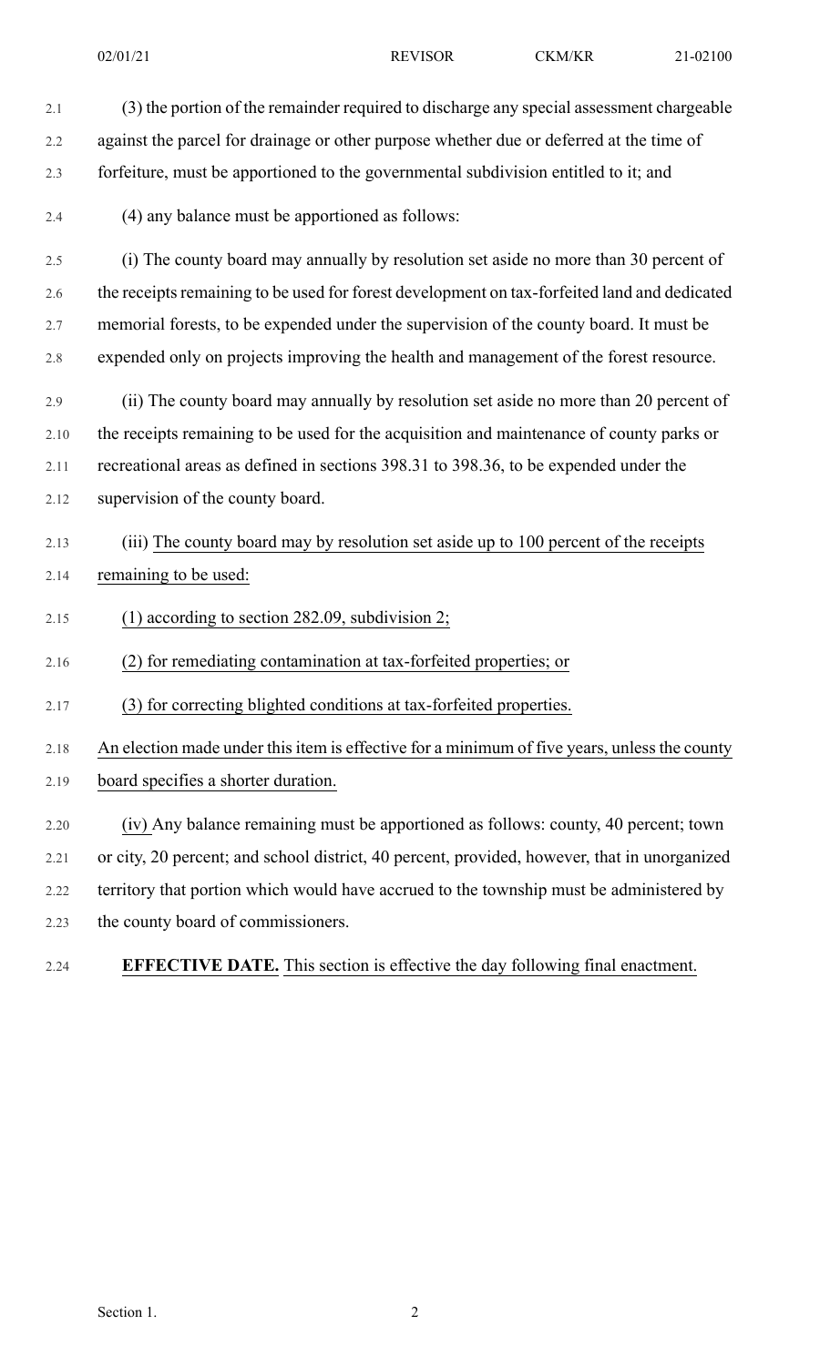(3) the portion of the remainder required to discharge any special assessment chargeable against the parcel for drainage or other purpose whether due or deferred at the time of forfeiture, must be apportioned to the governmental subdivision entitled to it; and

(4) any balance must be apportioned as follows:

(i) The county board may annually by resolution set aside no more than 30 percent of the receipts remaining to be used for forest development on tax-forfeited land and dedicated memorial forests, to be expended under the supervision of the county board. It must be expended only on projects improving the health and management of the forest resource.

(ii) The county board may annually by resolution set aside no more than 20 percent of the receipts remaining to be used for the acquisition and maintenance of county parks or recreational areas as defined in sections 398.31 to 398.36, to be expended under the supervision of the county board.

(iii) The county board may by resolution set aside up to 100 percent of the receipts remaining to be used:

(1) according to section 282.09, subdivision 2;

(2) for remediating contamination at tax-forfeited properties; or

(3) for correcting blighted conditions at tax-forfeited properties.

An election made under this item is effective for a minimum of five years, unless the county board specifies a shorter duration.

(iv) Any balance remaining must be apportioned as follows: county, 40 percent; town or city, 20 percent; and school district, 40 percent, provided, however, that in unorganized territory that portion which would have accrued to the township must be administered by the county board of commissioners.

**EFFECTIVE DATE.** This section is effective the day following final enactment.